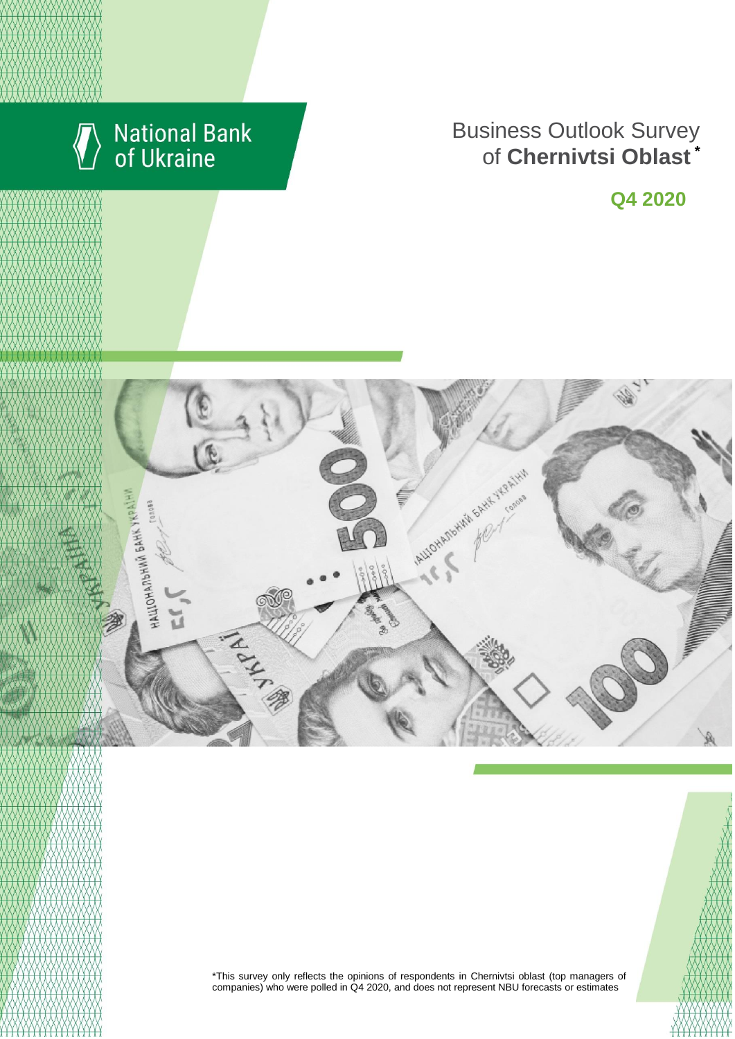National Bank of Ukraine

# Business Outlook Survey of **Chernivtsi Oblast** *

## Q4 2020

*This survey only reflects the opinions of respondents in Chernivtsi oblast (top managers of companies) who were polled in Q4 2020, and does not represent NBU forecasts or estimates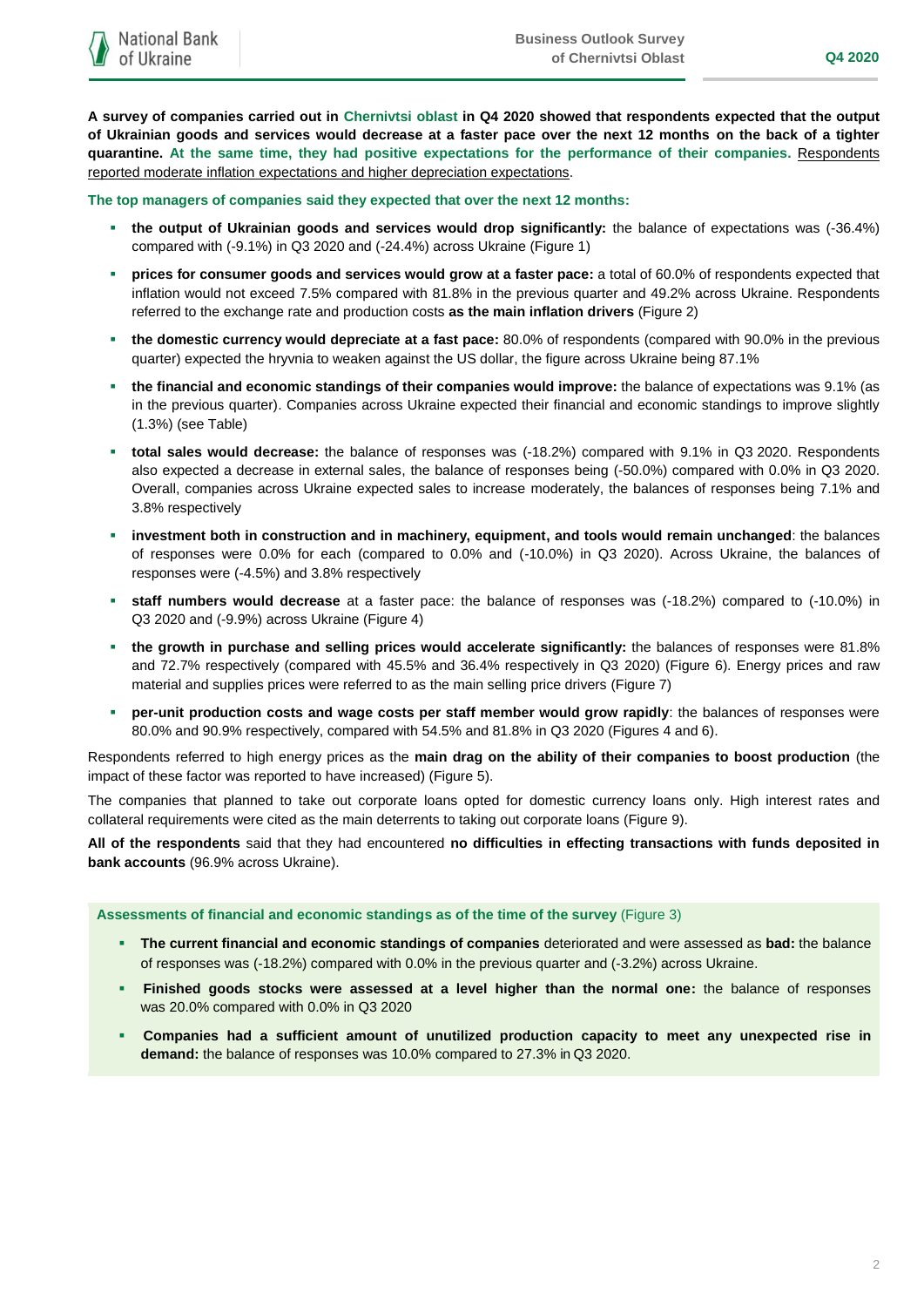**A survey of companies carried out in Chernivtsi oblast in Q4 2020 showed that respondents expected that the output of Ukrainian goods and services would decrease at a faster pace over the next 12 months on the back of a tighter quarantine. At the same time, they had positive expectations for the performance of their companies.** Respondents reported moderate inflation expectations and higher depreciation expectations.

**The top managers of companies said they expected that over the next 12 months:**

- **the output of Ukrainian goods and services would drop significantly:** the balance of expectations was (-36.4%) compared with (-9.1%) in Q3 2020 and (-24.4%) across Ukraine (Figure 1)
- **prices for consumer goods and services would grow at a faster pace:** a total of 60.0% of respondents expected that inflation would not exceed 7.5% compared with 81.8% in the previous quarter and 49.2% across Ukraine. Respondents referred to the exchange rate and production costs **as the main inflation drivers** (Figure 2)
- **the domestic currency would depreciate at a fast pace:** 80.0% of respondents (compared with 90.0% in the previous quarter) expected the hryvnia to weaken against the US dollar, the figure across Ukraine being 87.1%
- **the financial and economic standings of their companies would improve:** the balance of expectations was 9.1% (as in the previous quarter). Companies across Ukraine expected their financial and economic standings to improve slightly (1.3%) (see Table)
- **total sales would decrease:** the balance of responses was (-18.2%) compared with 9.1% in Q3 2020. Respondents also expected a decrease in external sales, the balance of responses being (-50.0%) compared with 0.0% in Q3 2020. Overall, companies across Ukraine expected sales to increase moderately, the balances of responses being 7.1% and 3.8% respectively
- **investment both in construction and in machinery, equipment, and tools would remain unchanged**: the balances of responses were 0.0% for each (compared to 0.0% and (-10.0%) in Q3 2020). Across Ukraine, the balances of responses were (-4.5%) and 3.8% respectively
- **staff numbers would decrease** at a faster pace: the balance of responses was (-18.2%) compared to (-10.0%) in Q3 2020 and (-9.9%) across Ukraine (Figure 4)
- **the growth in purchase and selling prices would accelerate significantly:** the balances of responses were 81.8% and 72.7% respectively (compared with 45.5% and 36.4% respectively in Q3 2020) (Figure 6). Energy prices and raw material and supplies prices were referred to as the main selling price drivers (Figure 7)
- **per-unit production costs and wage costs per staff member would grow rapidly**: the balances of responses were 80.0% and 90.9% respectively, compared with 54.5% and 81.8% in Q3 2020 (Figures 4 and 6).

Respondents referred to high energy prices as the **main drag on the ability of their companies to boost production** (the impact of these factor was reported to have increased) (Figure 5).

The companies that planned to take out corporate loans opted for domestic currency loans only. High interest rates and collateral requirements were cited as the main deterrents to taking out corporate loans (Figure 9).

**All of the respondents** said that they had encountered **no difficulties in effecting transactions with funds deposited in bank accounts** (96.9% across Ukraine).

**Assessments of financial and economic standings as of the time of the survey** (Figure 3)

- **The current financial and economic standings of companies** deteriorated and were assessed as **bad:** the balance of responses was (-18.2%) compared with 0.0% in the previous quarter and (-3.2%) across Ukraine.
- **Finished goods stocks were assessed at a level higher than the normal one:** the balance of responses was 20.0% compared with 0.0% in Q3 2020
- **Companies had a sufficient amount of unutilized production capacity to meet any unexpected rise in demand:** the balance of responses was 10.0% compared to 27.3% in Q3 2020.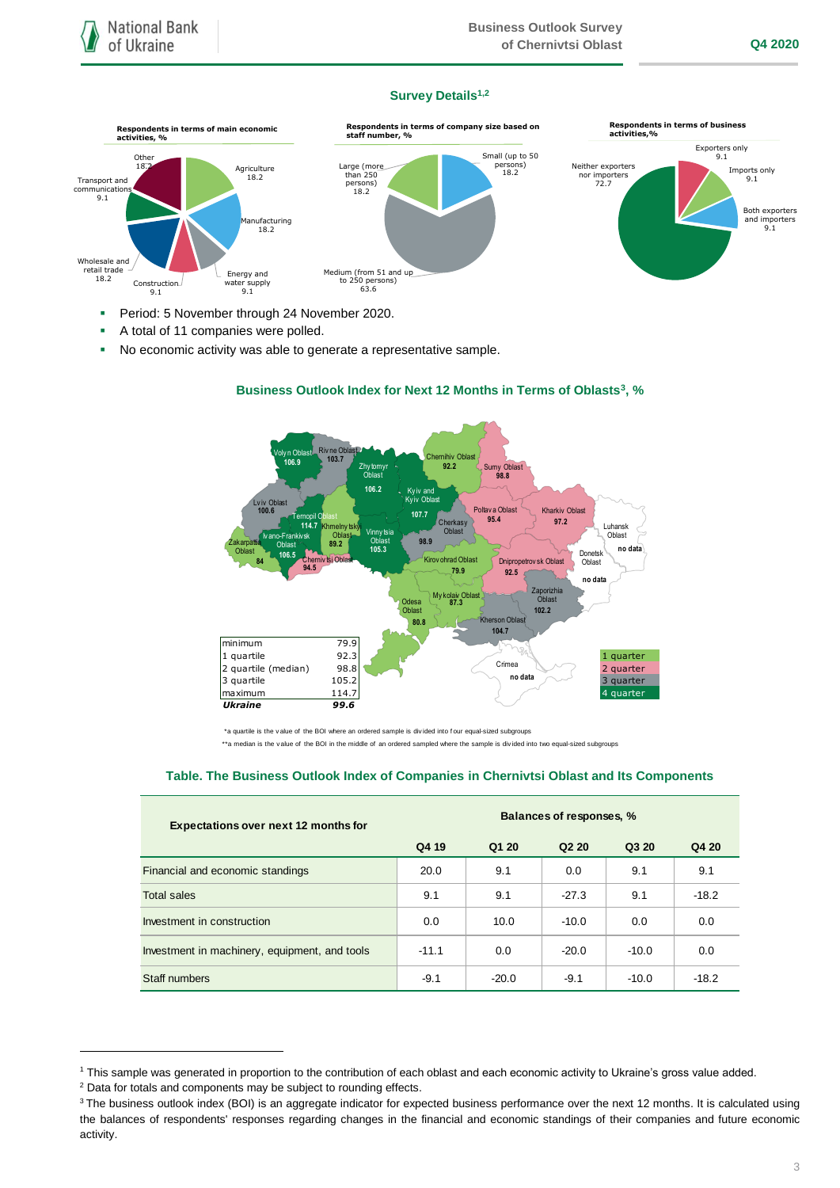## Survey Details[1,2]

**Respondents in terms of main economic activities, %**

- Agriculture 18.2
- Manufacturing 18.2
- Energy and water supply 9.1
- Construction 9.1
- Wholesale and retail trade 18.2
- Transport and communications 9.1
- Other 18.2

**Respondents in terms of company size based on staff number, %**

- Small (up to 50 persons) 18.2
- Medium (from 51 and up to 250 persons) 63.6
- Large (more than 250 persons) 18.2

**Respondents in terms of business activities,%**

- Exporters only 9.1
- Imports only 9.1
- Both exporters and importers 9.1
- Neither exporters nor importers 72.7

- Period: 5 November through 24 November 2020.
- A total of 11 companies were polled.
- No economic activity was able to generate a representative sample.

### Business Outlook Index for Next 12 Months in Terms of Oblasts[3], %

| Oblast | BOI |
|---|---|
| Volyn Oblast | 106.9 |
| Rivne Oblast | 103.7 |
| Zhytomyr Oblast | 106.2 |
| Chernihiv Oblast | 92.2 |
| Sumy Oblast | 98.8 |
| Lviv Oblast | 100.6 |
| Ternopil Oblast | 114.7 |
| Khmelnytskyi Oblast | 89.2 |
| Kyiv and Kyiv Oblast | 107.7 |
| Poltava Oblast | 95.4 |
| Kharkiv Oblast | 97.2 |
| Luhansk Oblast | no data |
| Zakarpattia Oblast | 84 |
| Ivano-Frankivsk Oblast | 106.5 |
| Chernivtsi Oblast | 94.5 |
| Vinnytsia Oblast | 105.3 |
| Cherkasy Oblast | 98.9 |
| Kirovohrad Oblast | 79.9 |
| Dnipropetrovsk Oblast | 92.5 |
| Donetsk Oblast | no data |
| Odesa Oblast | 80.8 |
| Mykolaiv Oblast | 87.3 |
| Zaporizhia Oblast | 102.2 |
| Kherson Oblast | 104.7 |
| Crimea | no data |

| | |
|---|---|
| minimum | 79.9 |
| 1 quartile | 92.3 |
| 2 quartile (median) | 98.8 |
| 3 quartile | 105.2 |
| maximum | 114.7 |
| ***Ukraine*** | ***99.6*** |

Legend: 1 quarter, 2 quarter, 3 quarter, 4 quarter

*a quartile is the value of the BOI where an ordered sample is divided into four equal-sized subgroups

**a median is the value of the BOI in the middle of an ordered sampled where the sample is divided into two equal-sized subgroups

### Table. The Business Outlook Index of Companies in Chernivtsi Oblast and Its Components

| Expectations over next 12 months for | Balances of responses, % | | | | |
|---|---|---|---|---|---|
| | Q4 19 | Q1 20 | Q2 20 | Q3 20 | Q4 20 |
| Financial and economic standings | 20.0 | 9.1 | 0.0 | 9.1 | 9.1 |
| Total sales | 9.1 | 9.1 | -27.3 | 9.1 | -18.2 |
| Investment in construction | 0.0 | 10.0 | -10.0 | 0.0 | 0.0 |
| Investment in machinery, equipment, and tools | -11.1 | 0.0 | -20.0 | -10.0 | 0.0 |
| Staff numbers | -9.1 | -20.0 | -9.1 | -10.0 | -18.2 |

---

[1] This sample was generated in proportion to the contribution of each oblast and each economic activity to Ukraine's gross value added.

[2] Data for totals and components may be subject to rounding effects.

[3] The business outlook index (BOI) is an aggregate indicator for expected business performance over the next 12 months. It is calculated using the balances of respondents' responses regarding changes in the financial and economic standings of their companies and future economic activity.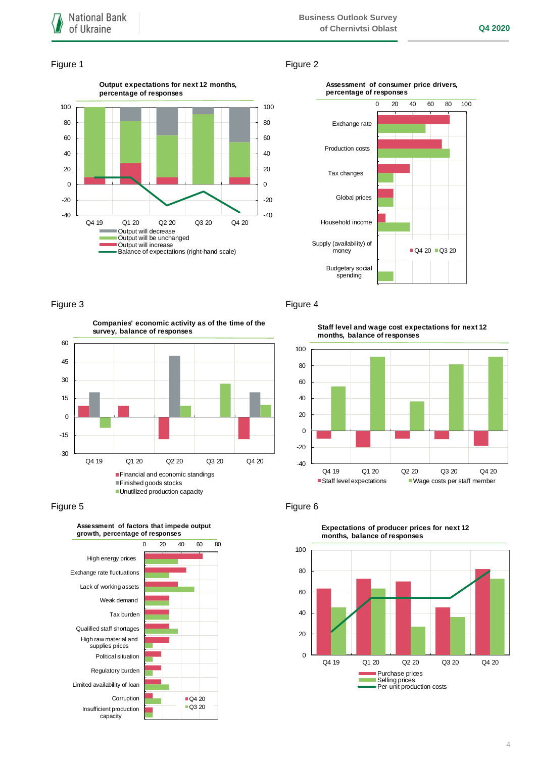Figure 1

**Output expectations for next 12 months, percentage of responses**

- Output will decrease
- Output will be unchanged
- Output will increase
- Balance of expectations (right-hand scale)

Figure 2

**Assessment of consumer price drivers, percentage of responses**

Exchange rate; Production costs; Tax changes; Global prices; Household income; Supply (availability) of money; Budgetary social spending

Q4 20 / Q3 20

Figure 3

**Companies' economic activity as of the time of the survey, balance of responses**

- Financial and economic standings
- Finished goods stocks
- Unutilized production capacity

Figure 4

**Staff level and wage cost expectations for next 12 months, balance of responses**

- Staff level expectations
- Wage costs per staff member

Figure 5

**Assessment of factors that impede output growth, percentage of responses**

High energy prices; Exchange rate fluctuations; Lack of working assets; Weak demand; Tax burden; Qualified staff shortages; High raw material and supplies prices; Political situation; Regulatory burden; Limited availability of loan; Corruption; Insufficient production capacity

Q4 20 / Q3 20

Figure 6

**Expectations of producer prices for next 12 months, balance of responses**

- Purchase prices
- Selling prices
- Per-unit production costs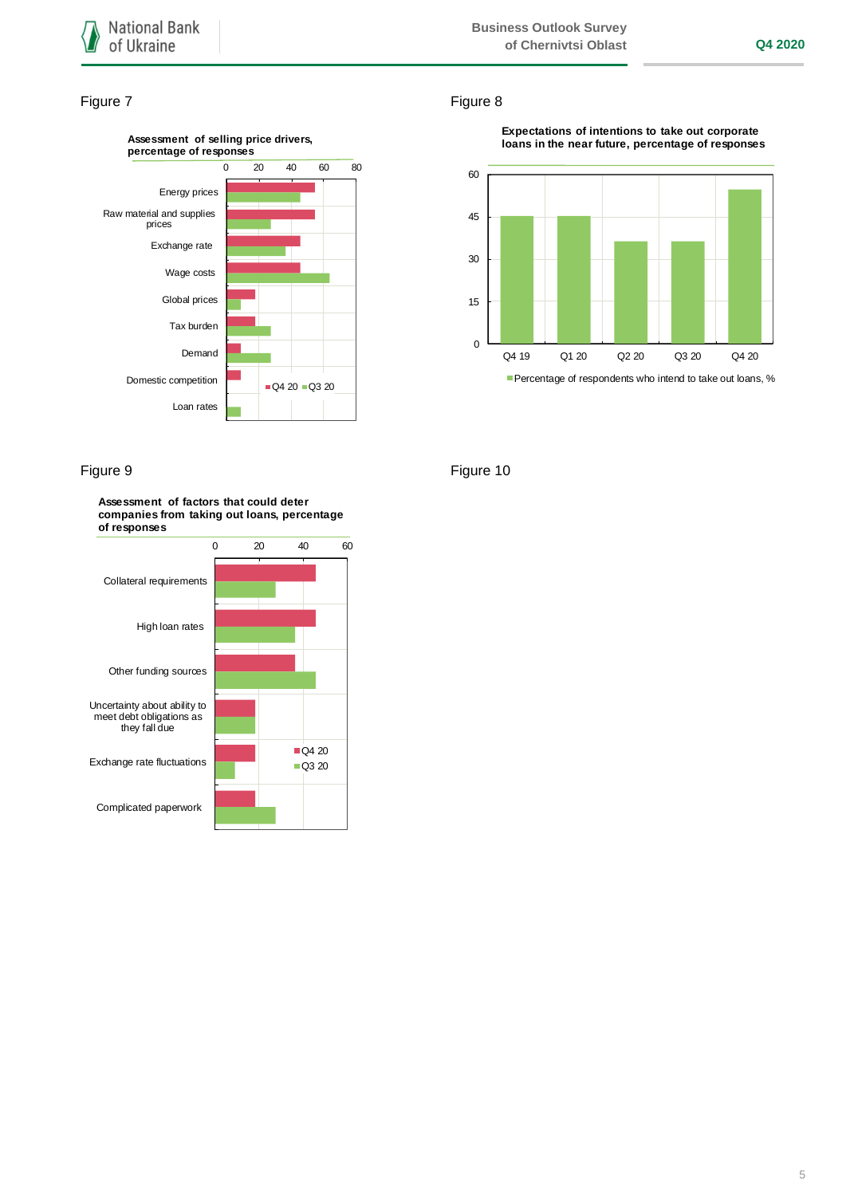Figure 7

Assessment of selling price drivers, percentage of responses

0 20 40 60 80

Energy prices

Raw material and supplies prices

Exchange rate

Wage costs

Global prices

Tax burden

Demand

Domestic competition

Loan rates

Q4 20 Q3 20

Figure 8

Expectations of intentions to take out corporate loans in the near future, percentage of responses

60 45 30 15 0

Q4 19 Q1 20 Q2 20 Q3 20 Q4 20

Percentage of respondents who intend to take out loans, %

Figure 9

Assessment of factors that could deter companies from taking out loans, percentage of responses

0 20 40 60

Collateral requirements

High loan rates

Other funding sources

Uncertainty about ability to meet debt obligations as they fall due

Exchange rate fluctuations

Complicated paperwork

Q4 20
Q3 20

Figure 10